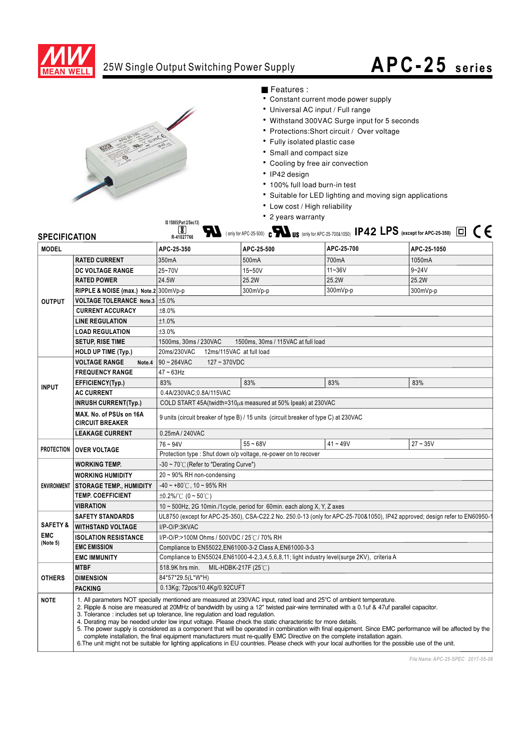MEAN WELL

# 25W Single Output Switching Power Supply

# APC-25 series

■ Features :

- Constant current mode power supply
- Universal AC input / Full range
- Withstand 300VAC Surge input for 5 seconds
- Protections:Short circuit / Over voltage
- Fully isolated plastic case
- Small and compact size
- Cooling by free air convection
- IP42 design
- 100% full load burn-in test
- Suitable for LED lighting and moving sign applications
- Low cost / High reliability
- 2 years warranty

IS 15885(Part 2/Sec13) R-41027766 (only for APC-25-500) c US (only for APC-25-700&1050) IP42 LPS (except for APC-25-350) CE

## SPECIFICATION

| MODEL | | APC-25-350 | APC-25-500 | APC-25-700 | APC-25-1050 |
|---|---|---|---|---|---|
| OUTPUT | RATED CURRENT | 350mA | 500mA | 700mA | 1050mA |
| | DC VOLTAGE RANGE | 25~70V | 15~50V | 11~36V | 9~24V |
| | RATED POWER | 24.5W | 25.2W | 25.2W | 25.2W |
| | RIPPLE & NOISE (max.) Note.2 | 300mVp-p | 300mVp-p | 300mVp-p | 300mVp-p |
| | VOLTAGE TOLERANCE Note.3 | ±5.0% | | | |
| | CURRENT ACCURACY | ±8.0% | | | |
| | LINE REGULATION | ±1.0% | | | |
| | LOAD REGULATION | ±3.0% | | | |
| | SETUP, RISE TIME | 1500ms, 30ms / 230VAC 1500ms, 30ms / 115VAC at full load | | | |
| | HOLD UP TIME (Typ.) | 20ms/230VAC 12ms/115VAC at full load | | | |
| INPUT | VOLTAGE RANGE Note.4 | 90 ~ 264VAC 127 ~ 370VDC | | | |
| | FREQUENCY RANGE | 47 ~ 63Hz | | | |
| | EFFICIENCY(Typ.) | 83% | 83% | 83% | 83% |
| | AC CURRENT | 0.4A/230VAC;0.8A/115VAC | | | |
| | INRUSH CURRENT(Typ.) | COLD START 45A(twidth=310μs measured at 50% Ipeak) at 230VAC | | | |
| | MAX. No. of PSUs on 16A CIRCUIT BREAKER | 9 units (circuit breaker of type B) / 15 units (circuit breaker of type C) at 230VAC | | | |
| | LEAKAGE CURRENT | 0.25mA / 240VAC | | | |
| PROTECTION | OVER VOLTAGE | 76 ~ 94V | 55 ~ 68V | 41 ~ 49V | 27 ~ 35V |
| | | Protection type : Shut down o/p voltage, re-power on to recover | | | |
| ENVIRONMENT | WORKING TEMP. | -30 ~ 70℃ (Refer to "Derating Curve") | | | |
| | WORKING HUMIDITY | 20 ~ 90% RH non-condensing | | | |
| | STORAGE TEMP., HUMIDITY | -40 ~ +80℃, 10 ~ 95% RH | | | |
| | TEMP. COEFFICIENT | ±0.2%/℃ (0 ~ 50℃) | | | |
| | VIBRATION | 10 ~ 500Hz, 2G 10min./1cycle, period for 60min. each along X, Y, Z axes | | | |
| SAFETY & EMC (Note 5) | SAFETY STANDARDS | UL8750 (except for APC-25-350), CSA-C22.2 No. 250.0-13 (only for APC-25-700&1050), IP42 approved; design refer to EN60950-1 | | | |
| | WITHSTAND VOLTAGE | I/P-O/P:3KVAC | | | |
| | ISOLATION RESISTANCE | I/P-O/P:>100M Ohms / 500VDC / 25℃/ 70% RH | | | |
| | EMC EMISSION | Compliance to EN55022,EN61000-3-2 Class A,EN61000-3-3 | | | |
| | EMC IMMUNITY | Compliance to EN55024,EN61000-4-2,3,4,5,6,8,11; light industry level(surge 2KV), criteria A | | | |
| OTHERS | MTBF | 518.9K hrs min. MIL-HDBK-217F (25℃) | | | |
| | DIMENSION | 84*57*29.5(L*W*H) | | | |
| | PACKING | 0.13Kg; 72pcs/10.4Kg/0.92CUFT | | | |

**NOTE**

1. All parameters NOT specially mentioned are measured at 230VAC input, rated load and 25℃ of ambient temperature.
2. Ripple & noise are measured at 20MHz of bandwidth by using a 12" twisted pair-wire terminated with a 0.1uf & 47uf parallel capacitor.
3. Tolerance : includes set up tolerance, line regulation and load regulation.
4. Derating may be needed under low input voltage. Please check the static characteristic for more details.
5. The power supply is considered as a component that will be operated in combination with final equipment. Since EMC performance will be affected by the complete installation, the final equipment manufacturers must re-qualify EMC Directive on the complete installation again.
6. The unit might not be suitable for lighting applications in EU countries. Please check with your local authorities for the possible use of the unit.

File Name: APC-25-SPEC 2017-05-08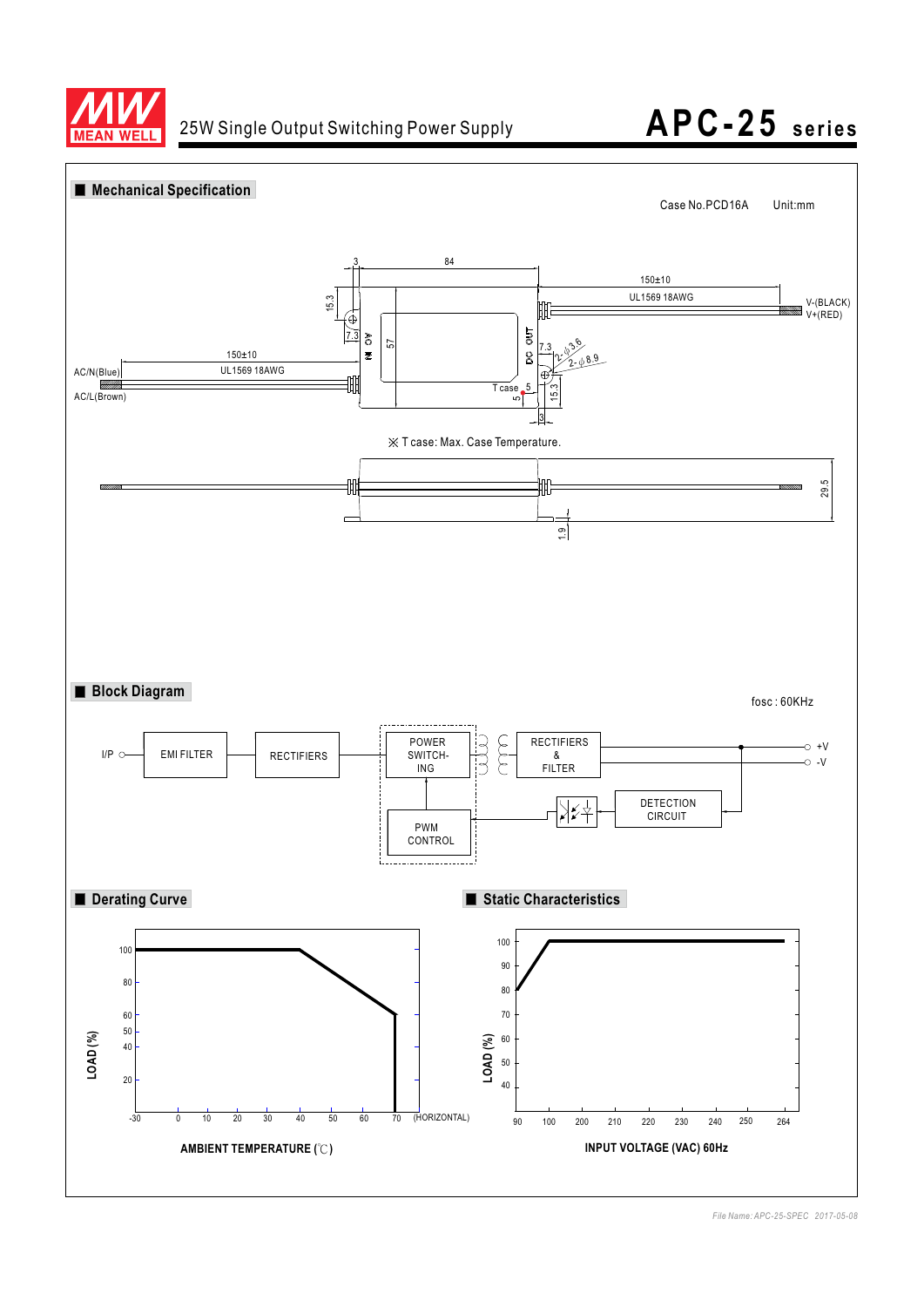25W Single Output Switching Power Supply

# APC-25 series

## ■ Mechanical Specification

Case No.PCD16A Unit:mm

3
84
150±10
UL1569 18AWG
V-(BLACK)
V+(RED)
15.3
7.3
AC IN
57
DC OUT
7.3
2-ϕ3.6
2-ϕ8.9
150±10
UL1569 18AWG
AC/N(Blue)
AC/L(Brown)
T case
5
5
15.3
3

※ T case: Max. Case Temperature.

29.5
1.9

## ■ Block Diagram

fosc : 60KHz

I/P
EMI FILTER
RECTIFIERS
POWER SWITCHING
PWM CONTROL
RECTIFIERS & FILTER
+V
-V
DETECTION CIRCUIT

## ■ Derating Curve

LOAD (%)
100
80
60
50
40
20
-30
0
10
20
30
40
50
60
70 (HORIZONTAL)
AMBIENT TEMPERATURE (℃)

## ■ Static Characteristics

LOAD (%)
100
90
80
70
60
50
40
90
100
200
210
220
230
240
250
264
INPUT VOLTAGE (VAC) 60Hz